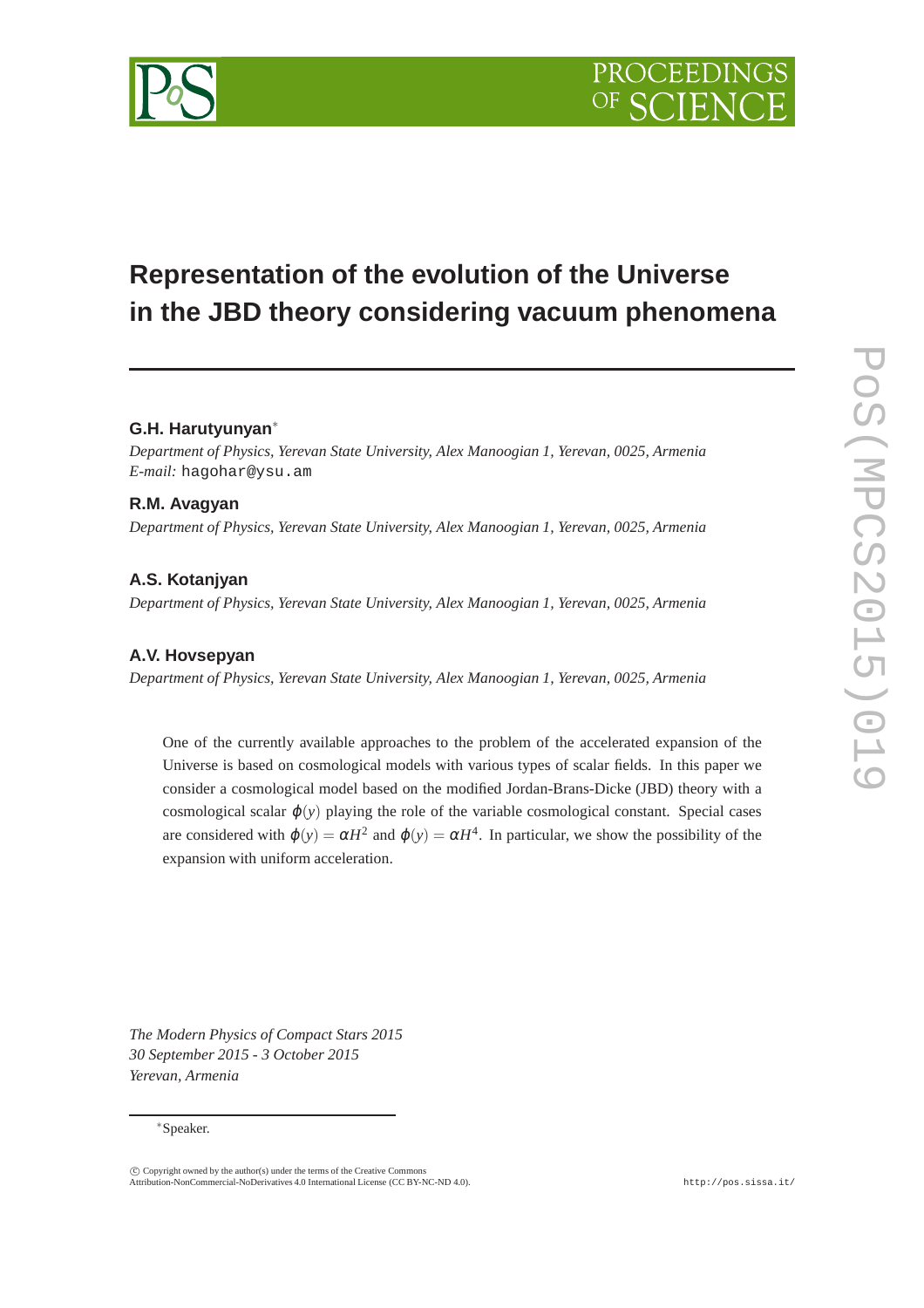# Representation of the evolution of the Universe in the JBD theory considering vacuum phenomena

**G.H. Harutyunyan***

*Department of Physics, Yerevan State University, Alex Manoogian 1, Yerevan, 0025, Armenia*
*E-mail:* hagohar@ysu.am

**R.M. Avagyan**

*Department of Physics, Yerevan State University, Alex Manoogian 1, Yerevan, 0025, Armenia*

**A.S. Kotanjyan**

*Department of Physics, Yerevan State University, Alex Manoogian 1, Yerevan, 0025, Armenia*

**A.V. Hovsepyan**

*Department of Physics, Yerevan State University, Alex Manoogian 1, Yerevan, 0025, Armenia*

One of the currently available approaches to the problem of the accelerated expansion of the Universe is based on cosmological models with various types of scalar fields. In this paper we consider a cosmological model based on the modified Jordan-Brans-Dicke (JBD) theory with a cosmological scalar $\varphi(y)$ playing the role of the variable cosmological constant. Special cases are considered with $\varphi(y) = \alpha H^2$ and $\varphi(y) = \alpha H^4$. In particular, we show the possibility of the expansion with uniform acceleration.

*The Modern Physics of Compact Stars 2015*
*30 September 2015 - 3 October 2015*
*Yerevan, Armenia*

*Speaker.

© Copyright owned by the author(s) under the terms of the Creative Commons Attribution-NonCommercial-NoDerivatives 4.0 International License (CC BY-NC-ND 4.0).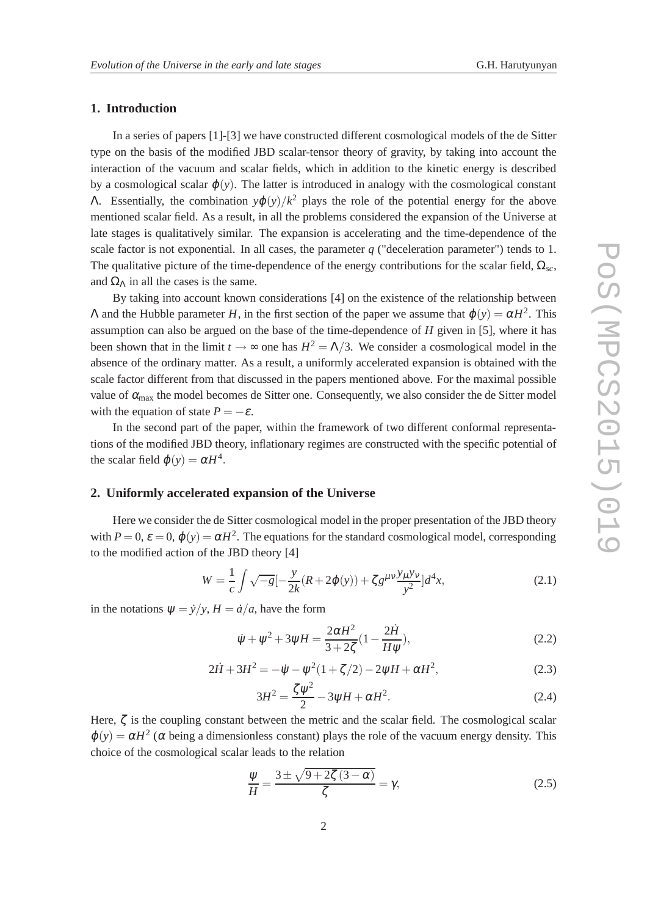## 1. Introduction

In a series of papers [1]-[3] we have constructed different cosmological models of the de Sitter type on the basis of the modified JBD scalar-tensor theory of gravity, by taking into account the interaction of the vacuum and scalar fields, which in addition to the kinetic energy is described by a cosmological scalar $\varphi(y)$. The latter is introduced in analogy with the cosmological constant $\Lambda$. Essentially, the combination $y\varphi(y)/k^2$ plays the role of the potential energy for the above mentioned scalar field. As a result, in all the problems considered the expansion of the Universe at late stages is qualitatively similar. The expansion is accelerating and the time-dependence of the scale factor is not exponential. In all cases, the parameter $q$ ("deceleration parameter") tends to 1. The qualitative picture of the time-dependence of the energy contributions for the scalar field, $\Omega_{sc}$, and $\Omega_\Lambda$ in all the cases is the same.

By taking into account known considerations [4] on the existence of the relationship between $\Lambda$ and the Hubble parameter $H$, in the first section of the paper we assume that $\varphi(y) = \alpha H^2$. This assumption can also be argued on the base of the time-dependence of $H$ given in [5], where it has been shown that in the limit $t \to \infty$ one has $H^2 = \Lambda/3$. We consider a cosmological model in the absence of the ordinary matter. As a result, a uniformly accelerated expansion is obtained with the scale factor different from that discussed in the papers mentioned above. For the maximal possible value of $\alpha_{\max}$ the model becomes de Sitter one. Consequently, we also consider the de Sitter model with the equation of state $P = -\varepsilon$.

In the second part of the paper, within the framework of two different conformal representations of the modified JBD theory, inflationary regimes are constructed with the specific potential of the scalar field $\varphi(y) = \alpha H^4$.

## 2. Uniformly accelerated expansion of the Universe

Here we consider the de Sitter cosmological model in the proper presentation of the JBD theory with $P = 0$, $\varepsilon = 0$, $\varphi(y) = \alpha H^2$. The equations for the standard cosmological model, corresponding to the modified action of the JBD theory [4]

$$W = \frac{1}{c}\int \sqrt{-g}[-\frac{y}{2k}(R + 2\varphi(y)) + \zeta g^{\mu\nu}\frac{y_\mu y_\nu}{y^2}]d^4x, \tag{2.1}$$

in the notations $\psi = \dot{y}/y$, $H = \dot{a}/a$, have the form

$$\dot{\psi} + \psi^2 + 3\psi H = \frac{2\alpha H^2}{3+2\zeta}(1 - \frac{2\dot{H}}{H\psi}), \tag{2.2}$$

$$2\dot{H} + 3H^2 = -\dot{\psi} - \psi^2(1 + \zeta/2) - 2\psi H + \alpha H^2, \tag{2.3}$$

$$3H^2 = \frac{\zeta\psi^2}{2} - 3\psi H + \alpha H^2. \tag{2.4}$$

Here, $\zeta$ is the coupling constant between the metric and the scalar field. The cosmological scalar $\varphi(y) = \alpha H^2$ ($\alpha$ being a dimensionless constant) plays the role of the vacuum energy density. This choice of the cosmological scalar leads to the relation

$$\frac{\psi}{H} = \frac{3 \pm \sqrt{9 + 2\zeta(3-\alpha)}}{\zeta} = \gamma, \tag{2.5}$$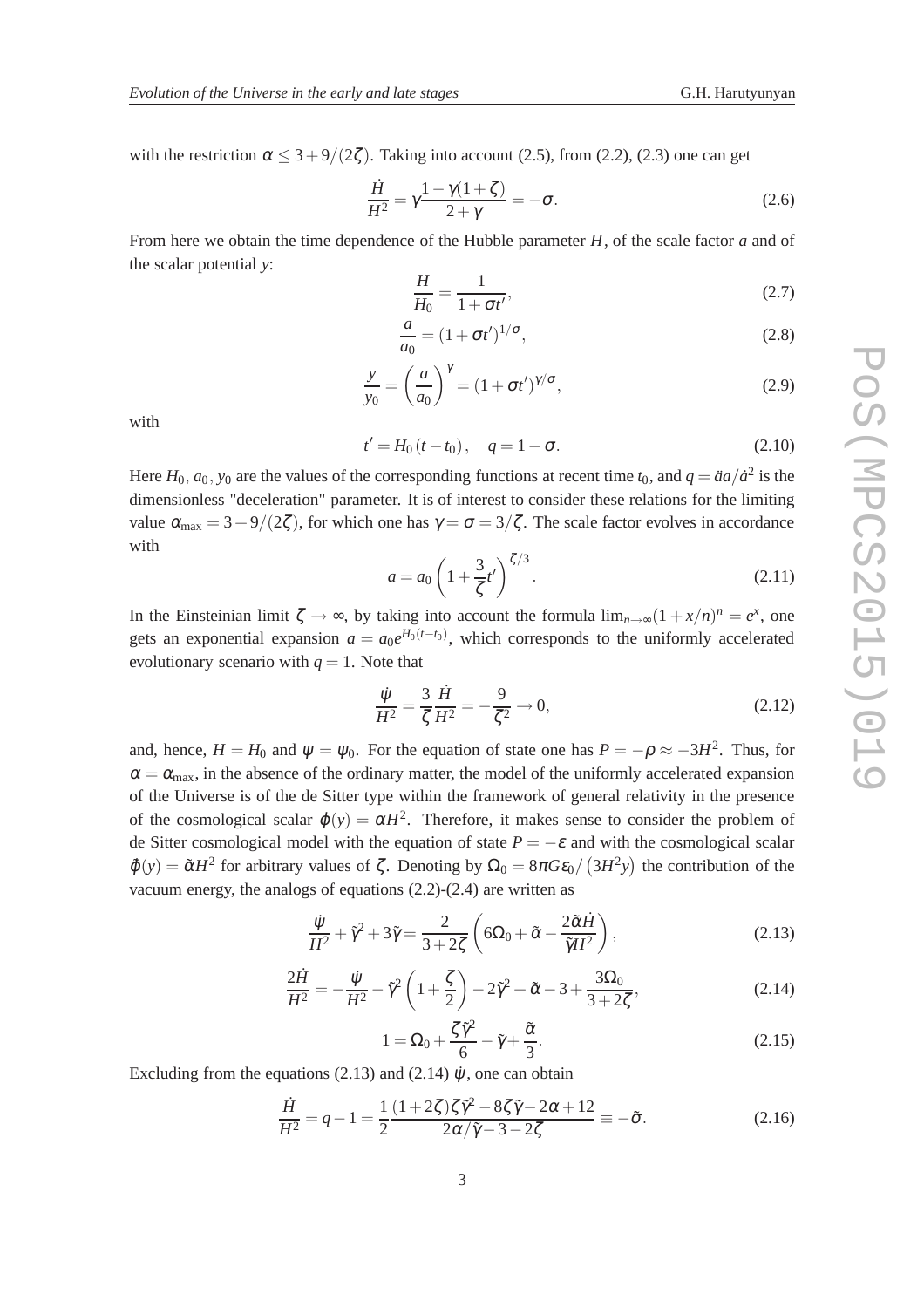with the restriction $\alpha \leq 3+9/(2\zeta)$. Taking into account (2.5), from (2.2), (2.3) one can get

$$\frac{\dot{H}}{H^2} = \gamma\frac{1-\gamma(1+\zeta)}{2+\gamma} = -\sigma. \tag{2.6}$$

From here we obtain the time dependence of the Hubble parameter $H$, of the scale factor $a$ and of the scalar potential $y$:

$$\frac{H}{H_0} = \frac{1}{1+\sigma t'}, \tag{2.7}$$

$$\frac{a}{a_0} = (1+\sigma t')^{1/\sigma}, \tag{2.8}$$

$$\frac{y}{y_0} = \left(\frac{a}{a_0}\right)^{\gamma} = (1+\sigma t')^{\gamma/\sigma}, \tag{2.9}$$

with

$$t' = H_0\,(t-t_0)\,, \quad q = 1-\sigma. \tag{2.10}$$

Here $H_0$, $a_0$, $y_0$ are the values of the corresponding functions at recent time $t_0$, and $q = \ddot{a}a/\dot{a}^2$ is the dimensionless "deceleration" parameter. It is of interest to consider these relations for the limiting value $\alpha_{\max} = 3+9/(2\zeta)$, for which one has $\gamma = \sigma = 3/\zeta$. The scale factor evolves in accordance with

$$a = a_0\left(1+\frac{3}{\zeta}t'\right)^{\zeta/3}. \tag{2.11}$$

In the Einsteinian limit $\zeta \to \infty$, by taking into account the formula $\lim_{n\to\infty}(1+x/n)^n = e^x$, one gets an exponential expansion $a = a_0 e^{H_0(t-t_0)}$, which corresponds to the uniformly accelerated evolutionary scenario with $q = 1$. Note that

$$\frac{\dot{\psi}}{H^2} = \frac{3}{\zeta}\frac{\dot{H}}{H^2} = -\frac{9}{\zeta^2} \to 0, \tag{2.12}$$

and, hence, $H = H_0$ and $\psi = \psi_0$. For the equation of state one has $P = -\rho \approx -3H^2$. Thus, for $\alpha = \alpha_{\max}$, in the absence of the ordinary matter, the model of the uniformly accelerated expansion of the Universe is of the de Sitter type within the framework of general relativity in the presence of the cosmological scalar $\varphi(y) = \alpha H^2$. Therefore, it makes sense to consider the problem of de Sitter cosmological model with the equation of state $P = -\varepsilon$ and with the cosmological scalar $\tilde{\varphi}(y) = \tilde{\alpha}H^2$ for arbitrary values of $\zeta$. Denoting by $\Omega_0 = 8\pi G\varepsilon_0/\left(3H^2 y\right)$ the contribution of the vacuum energy, the analogs of equations (2.2)-(2.4) are written as

$$\frac{\dot{\psi}}{H^2} + \tilde{\gamma}^2 + 3\tilde{\gamma} = \frac{2}{3+2\zeta}\left(6\Omega_0 + \tilde{\alpha} - \frac{2\tilde{\alpha}\dot{H}}{\tilde{\gamma}H^2}\right), \tag{2.13}$$

$$\frac{2\dot{H}}{H^2} = -\frac{\dot{\psi}}{H^2} - \tilde{\gamma}^2\left(1+\frac{\zeta}{2}\right) - 2\tilde{\gamma}^2 + \tilde{\alpha} - 3 + \frac{3\Omega_0}{3+2\zeta}, \tag{2.14}$$

$$1 = \Omega_0 + \frac{\zeta\tilde{\gamma}^2}{6} - \tilde{\gamma} + \frac{\tilde{\alpha}}{3}. \tag{2.15}$$

Excluding from the equations (2.13) and (2.14) $\dot{\psi}$, one can obtain

$$\frac{\dot{H}}{H^2} = q - 1 = \frac{1}{2}\frac{(1+2\zeta)\zeta\tilde{\gamma}^2 - 8\zeta\tilde{\gamma} - 2\alpha + 12}{2\alpha/\tilde{\gamma} - 3 - 2\zeta} \equiv -\tilde{\sigma}. \tag{2.16}$$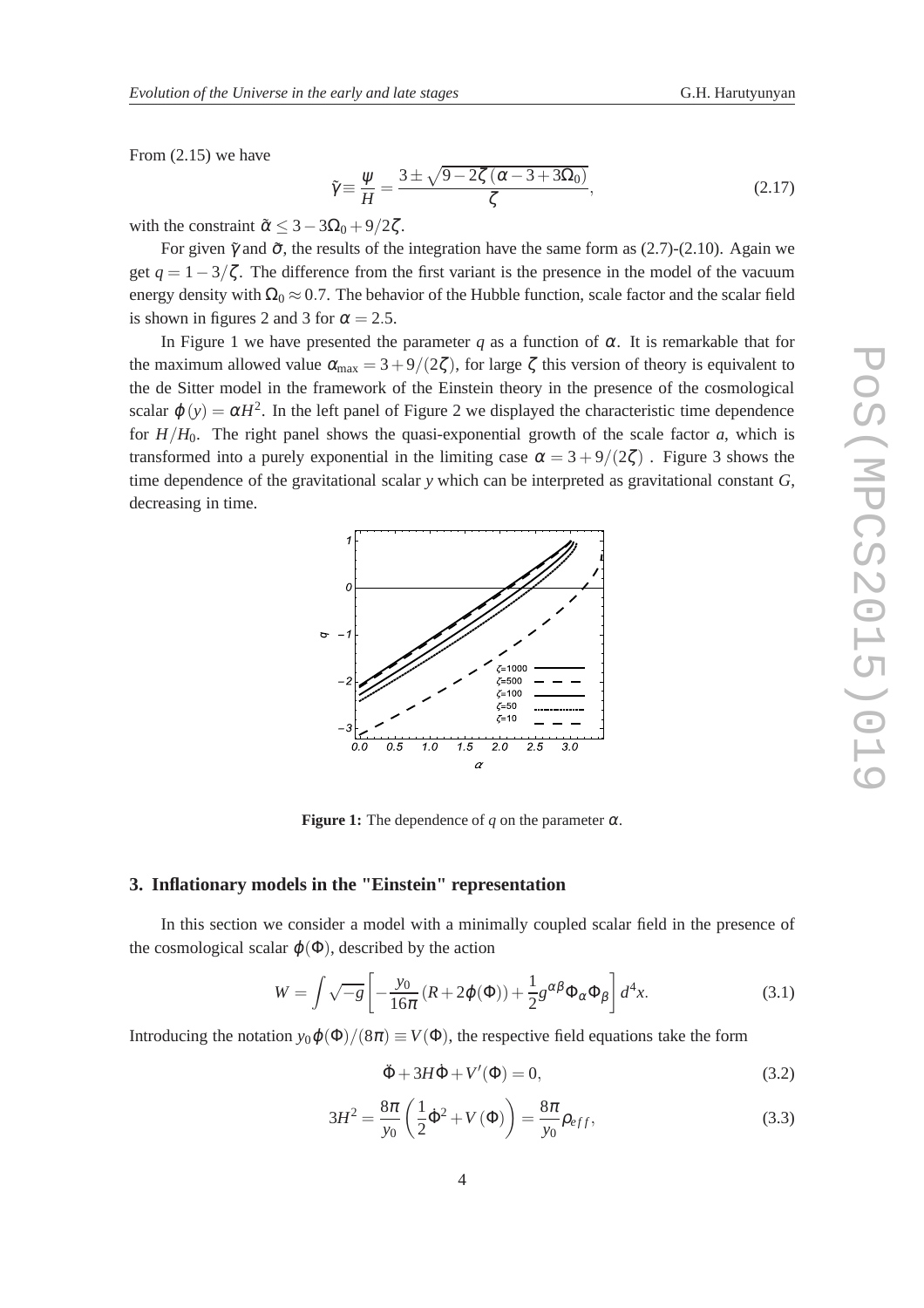From (2.15) we have

$$\tilde{\gamma} \equiv \frac{\psi}{H} = \frac{3 \pm \sqrt{9 - 2\zeta\left(\alpha - 3 + 3\Omega_0\right)}}{\zeta}, \tag{2.17}$$

with the constraint $\tilde{\alpha} \leq 3 - 3\Omega_0 + 9/2\zeta$.

For given $\tilde{\gamma}$ and $\tilde{\sigma}$, the results of the integration have the same form as (2.7)-(2.10). Again we get $q = 1 - 3/\zeta$. The difference from the first variant is the presence in the model of the vacuum energy density with $\Omega_0 \approx 0.7$. The behavior of the Hubble function, scale factor and the scalar field is shown in figures 2 and 3 for $\alpha = 2.5$.

In Figure 1 we have presented the parameter $q$ as a function of $\alpha$. It is remarkable that for the maximum allowed value $\alpha_{\max} = 3 + 9/(2\zeta)$, for large $\zeta$ this version of theory is equivalent to the de Sitter model in the framework of the Einstein theory in the presence of the cosmological scalar $\varphi(y) = \alpha H^2$. In the left panel of Figure 2 we displayed the characteristic time dependence for $H/H_0$. The right panel shows the quasi-exponential growth of the scale factor $a$, which is transformed into a purely exponential in the limiting case $\alpha = 3 + 9/(2\zeta)$ . Figure 3 shows the time dependence of the gravitational scalar $y$ which can be interpreted as gravitational constant $G$, decreasing in time.

**Figure 1:** The dependence of $q$ on the parameter $\alpha$.

## 3. Inflationary models in the "Einstein" representation

In this section we consider a model with a minimally coupled scalar field in the presence of the cosmological scalar $\varphi(\Phi)$, described by the action

$$W = \int \sqrt{-g}\left[-\frac{y_0}{16\pi}\left(R + 2\varphi(\Phi)\right) + \frac{1}{2}g^{\alpha\beta}\Phi_\alpha\Phi_\beta\right] d^4x. \tag{3.1}$$

Introducing the notation $y_0\varphi(\Phi)/(8\pi) \equiv V(\Phi)$, the respective field equations take the form

$$\ddot{\Phi} + 3H\dot{\Phi} + V'(\Phi) = 0, \tag{3.2}$$

$$3H^2 = \frac{8\pi}{y_0}\left(\frac{1}{2}\dot{\Phi}^2 + V(\Phi)\right) = \frac{8\pi}{y_0}\rho_{eff}, \tag{3.3}$$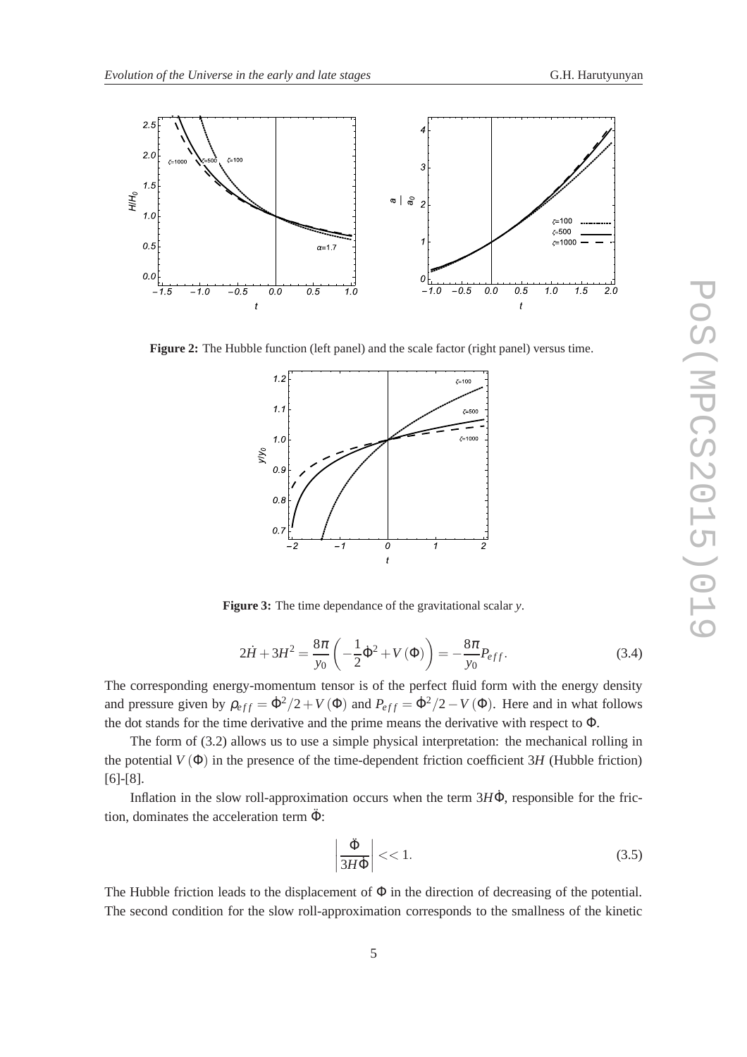**Figure 2:** The Hubble function (left panel) and the scale factor (right panel) versus time.

**Figure 3:** The time dependance of the gravitational scalar $y$.

$$2\dot{H}+3H^2=\frac{8\pi}{y_0}\left(-\frac{1}{2}\dot{\Phi}^2+V(\Phi)\right)=-\frac{8\pi}{y_0}P_{eff}. \tag{3.4}$$

The corresponding energy-momentum tensor is of the perfect fluid form with the energy density and pressure given by $\rho_{eff}=\dot{\Phi}^2/2+V(\Phi)$ and $P_{eff}=\dot{\Phi}^2/2-V(\Phi)$. Here and in what follows the dot stands for the time derivative and the prime means the derivative with respect to $\Phi$.

The form of (3.2) allows us to use a simple physical interpretation: the mechanical rolling in the potential $V(\Phi)$ in the presence of the time-dependent friction coefficient $3H$ (Hubble friction) [6]-[8].

Inflation in the slow roll-approximation occurs when the term $3H\dot{\Phi}$, responsible for the friction, dominates the acceleration term $\ddot{\Phi}$:

$$\left|\frac{\ddot{\Phi}}{3H\dot{\Phi}}\right|<<1. \tag{3.5}$$

The Hubble friction leads to the displacement of $\Phi$ in the direction of decreasing of the potential. The second condition for the slow roll-approximation corresponds to the smallness of the kinetic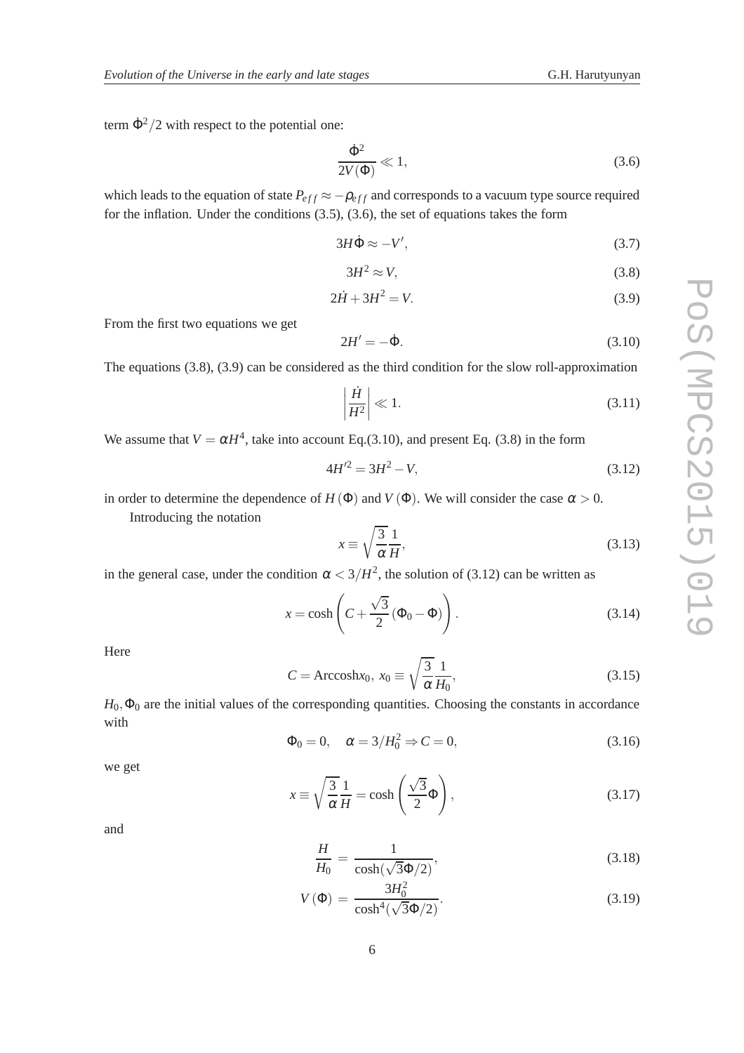term $\dot{\Phi}^2/2$ with respect to the potential one:

$$\frac{\dot{\Phi}^2}{2V(\Phi)} \ll 1, \tag{3.6}$$

which leads to the equation of state $P_{eff} \approx -\rho_{eff}$ and corresponds to a vacuum type source required for the inflation. Under the conditions (3.5), (3.6), the set of equations takes the form

$$3H\dot{\Phi} \approx -V', \tag{3.7}$$

$$3H^2 \approx V, \tag{3.8}$$

$$2\dot{H} + 3H^2 = V. \tag{3.9}$$

From the first two equations we get

$$2H' = -\dot{\Phi}. \tag{3.10}$$

The equations (3.8), (3.9) can be considered as the third condition for the slow roll-approximation

$$\left|\frac{\dot{H}}{H^2}\right| \ll 1. \tag{3.11}$$

We assume that $V = \alpha H^4$, take into account Eq.(3.10), and present Eq. (3.8) in the form

$$4H'^2 = 3H^2 - V, \tag{3.12}$$

in order to determine the dependence of $H(\Phi)$ and $V(\Phi)$. We will consider the case $\alpha > 0$.

Introducing the notation

$$x \equiv \sqrt{\frac{3}{\alpha}}\frac{1}{H}, \tag{3.13}$$

in the general case, under the condition $\alpha < 3/H^2$, the solution of (3.12) can be written as

$$x = \cosh\left(C + \frac{\sqrt{3}}{2}(\Phi_0 - \Phi)\right). \tag{3.14}$$

Here

$$C = \text{Arccosh} x_0,\ x_0 \equiv \sqrt{\frac{3}{\alpha}}\frac{1}{H_0}, \tag{3.15}$$

$H_0, \Phi_0$ are the initial values of the corresponding quantities. Choosing the constants in accordance with

$$\Phi_0 = 0, \quad \alpha = 3/H_0^2 \Rightarrow C = 0, \tag{3.16}$$

we get

$$x \equiv \sqrt{\frac{3}{\alpha}}\frac{1}{H} = \cosh\left(\frac{\sqrt{3}}{2}\Phi\right), \tag{3.17}$$

and

$$\frac{H}{H_0} = \frac{1}{\cosh(\sqrt{3}\Phi/2)}, \tag{3.18}$$

$$V(\Phi) = \frac{3H_0^2}{\cosh^4(\sqrt{3}\Phi/2)}. \tag{3.19}$$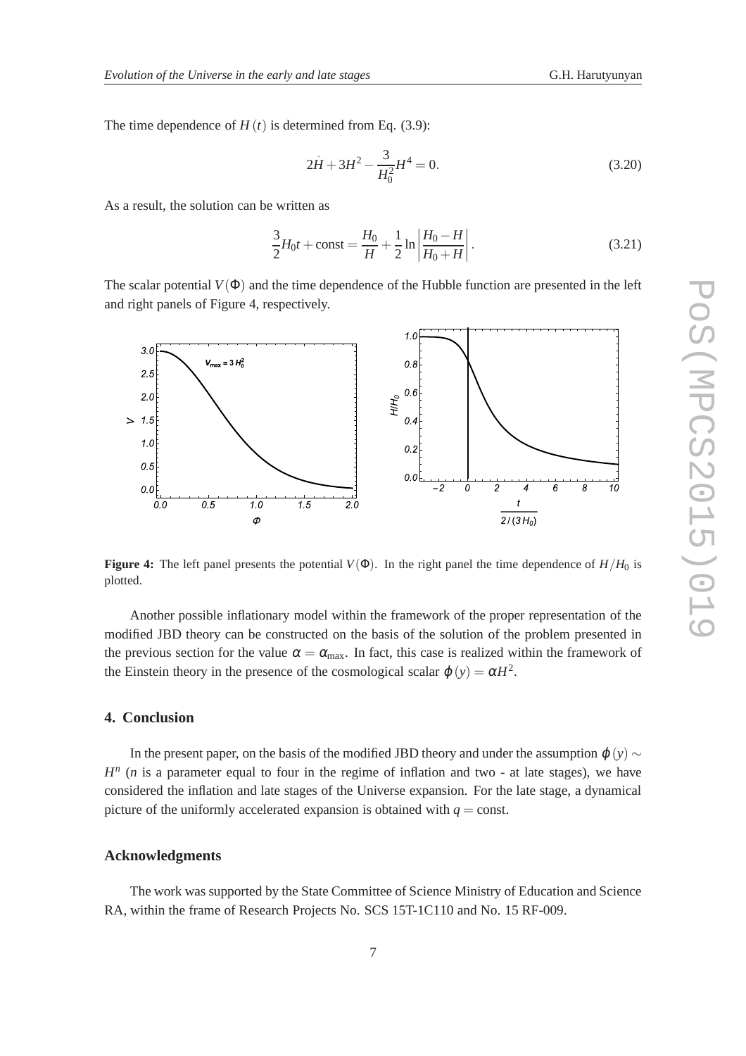The time dependence of $H(t)$ is determined from Eq. (3.9):

$$2\dot{H} + 3H^2 - \frac{3}{H_0^2}H^4 = 0. \tag{3.20}$$

As a result, the solution can be written as

$$\frac{3}{2}H_0 t + \text{const} = \frac{H_0}{H} + \frac{1}{2}\ln\left|\frac{H_0 - H}{H_0 + H}\right|. \tag{3.21}$$

The scalar potential $V(\Phi)$ and the time dependence of the Hubble function are presented in the left and right panels of Figure 4, respectively.

**Figure 4:** The left panel presents the potential $V(\Phi)$. In the right panel the time dependence of $H/H_0$ is plotted.

Another possible inflationary model within the framework of the proper representation of the modified JBD theory can be constructed on the basis of the solution of the problem presented in the previous section for the value $\alpha = \alpha_{\max}$. In fact, this case is realized within the framework of the Einstein theory in the presence of the cosmological scalar $\varphi(y) = \alpha H^2$.

## 4. Conclusion

In the present paper, on the basis of the modified JBD theory and under the assumption $\varphi(y) \sim H^n$ ($n$ is a parameter equal to four in the regime of inflation and two - at late stages), we have considered the inflation and late stages of the Universe expansion. For the late stage, a dynamical picture of the uniformly accelerated expansion is obtained with $q = \text{const}$.

## Acknowledgments

The work was supported by the State Committee of Science Ministry of Education and Science RA, within the frame of Research Projects No. SCS 15T-1C110 and No. 15 RF-009.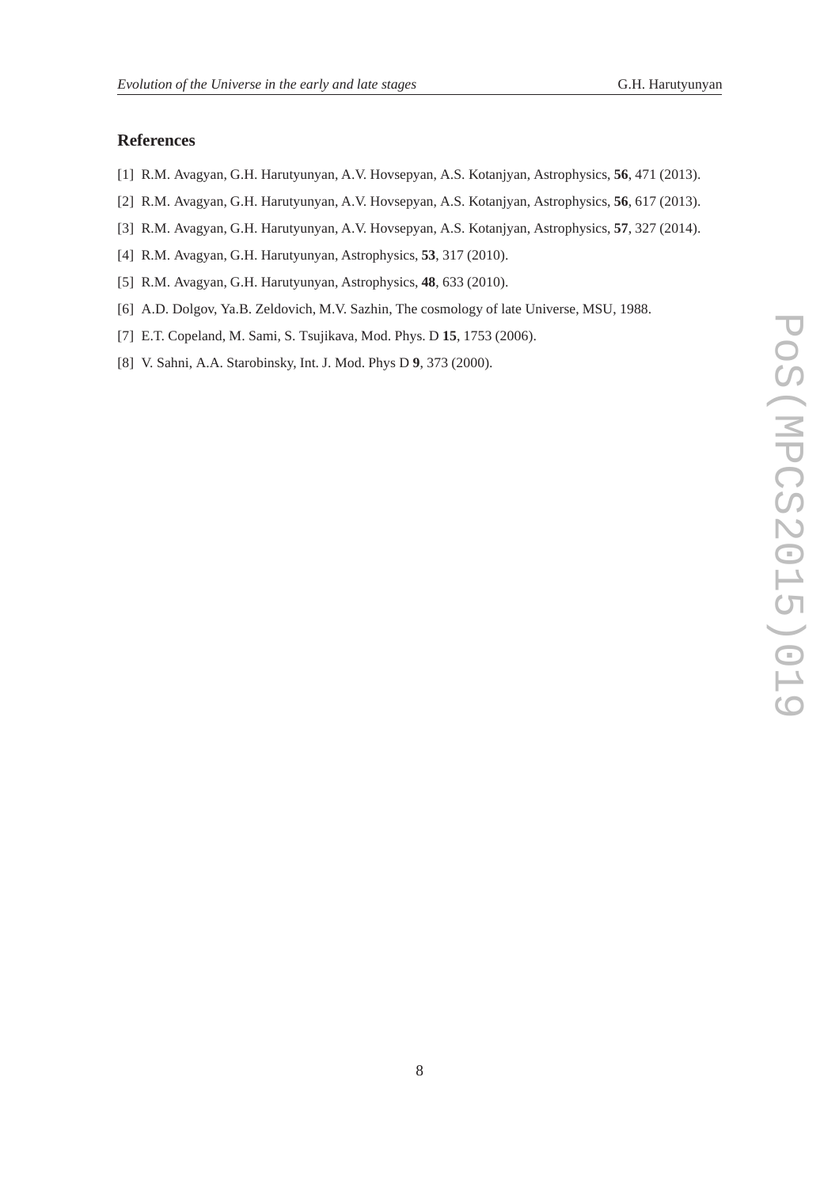## References

[1] R.M. Avagyan, G.H. Harutyunyan, A.V. Hovsepyan, A.S. Kotanjyan, Astrophysics, **56**, 471 (2013).

[2] R.M. Avagyan, G.H. Harutyunyan, A.V. Hovsepyan, A.S. Kotanjyan, Astrophysics, **56**, 617 (2013).

[3] R.M. Avagyan, G.H. Harutyunyan, A.V. Hovsepyan, A.S. Kotanjyan, Astrophysics, **57**, 327 (2014).

[4] R.M. Avagyan, G.H. Harutyunyan, Astrophysics, **53**, 317 (2010).

[5] R.M. Avagyan, G.H. Harutyunyan, Astrophysics, **48**, 633 (2010).

[6] A.D. Dolgov, Ya.B. Zeldovich, M.V. Sazhin, The cosmology of late Universe, MSU, 1988.

[7] E.T. Copeland, M. Sami, S. Tsujikava, Mod. Phys. D **15**, 1753 (2006).

[8] V. Sahni, A.A. Starobinsky, Int. J. Mod. Phys D **9**, 373 (2000).